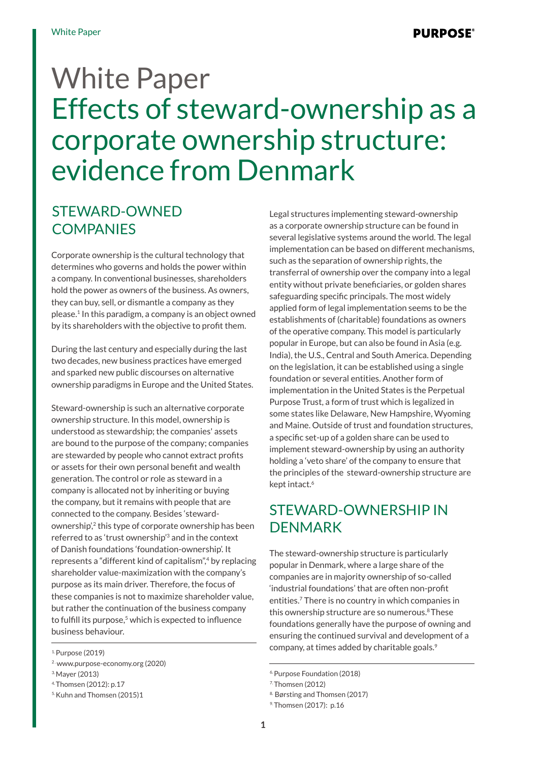# White Paper
# Effects of steward-ownership as a corporate ownership structure: evidence from Denmark

## STEWARD-OWNED COMPANIES

Corporate ownership is the cultural technology that determines who governs and holds the power within a company. In conventional businesses, shareholders hold the power as owners of the business. As owners, they can buy, sell, or dismantle a company as they please.[1] In this paradigm, a company is an object owned by its shareholders with the objective to profit them.

During the last century and especially during the last two decades, new business practices have emerged and sparked new public discourses on alternative ownership paradigms in Europe and the United States.

Steward-ownership is such an alternative corporate ownership structure. In this model, ownership is understood as stewardship; the companies' assets are bound to the purpose of the company; companies are stewarded by people who cannot extract profits or assets for their own personal benefit and wealth generation. The control or role as steward in a company is allocated not by inheriting or buying the company, but it remains with people that are connected to the company. Besides 'steward-ownership',[2] this type of corporate ownership has been referred to as 'trust ownership'[3] and in the context of Danish foundations 'foundation-ownership'. It represents a "different kind of capitalism",[4] by replacing shareholder value-maximization with the company's purpose as its main driver. Therefore, the focus of these companies is not to maximize shareholder value, but rather the continuation of the business company to fulfill its purpose,[5] which is expected to influence business behaviour.

[1] Purpose (2019)
[2] www.purpose-economy.org (2020)
[3] Mayer (2013)
[4] Thomsen (2012): p.17
[5] Kuhn and Thomsen (2015)1

Legal structures implementing steward-ownership as a corporate ownership structure can be found in several legislative systems around the world. The legal implementation can be based on different mechanisms, such as the separation of ownership rights, the transferral of ownership over the company into a legal entity without private beneficiaries, or golden shares safeguarding specific principals. The most widely applied form of legal implementation seems to be the establishments of (charitable) foundations as owners of the operative company. This model is particularly popular in Europe, but can also be found in Asia (e.g. India), the U.S., Central and South America. Depending on the legislation, it can be established using a single foundation or several entities. Another form of implementation in the United States is the Perpetual Purpose Trust, a form of trust which is legalized in some states like Delaware, New Hampshire, Wyoming and Maine. Outside of trust and foundation structures, a specific set-up of a golden share can be used to implement steward-ownership by using an authority holding a 'veto share' of the company to ensure that the principles of the steward-ownership structure are kept intact.[6]

## STEWARD-OWNERSHIP IN DENMARK

The steward-ownership structure is particularly popular in Denmark, where a large share of the companies are in majority ownership of so-called 'industrial foundations' that are often non-profit entities.[7] There is no country in which companies in this ownership structure are so numerous.[8] These foundations generally have the purpose of owning and ensuring the continued survival and development of a company, at times added by charitable goals.[9]

[6] Purpose Foundation (2018)
[7] Thomsen (2012)
[8] Børsting and Thomsen (2017)
[9] Thomsen (2017): p.16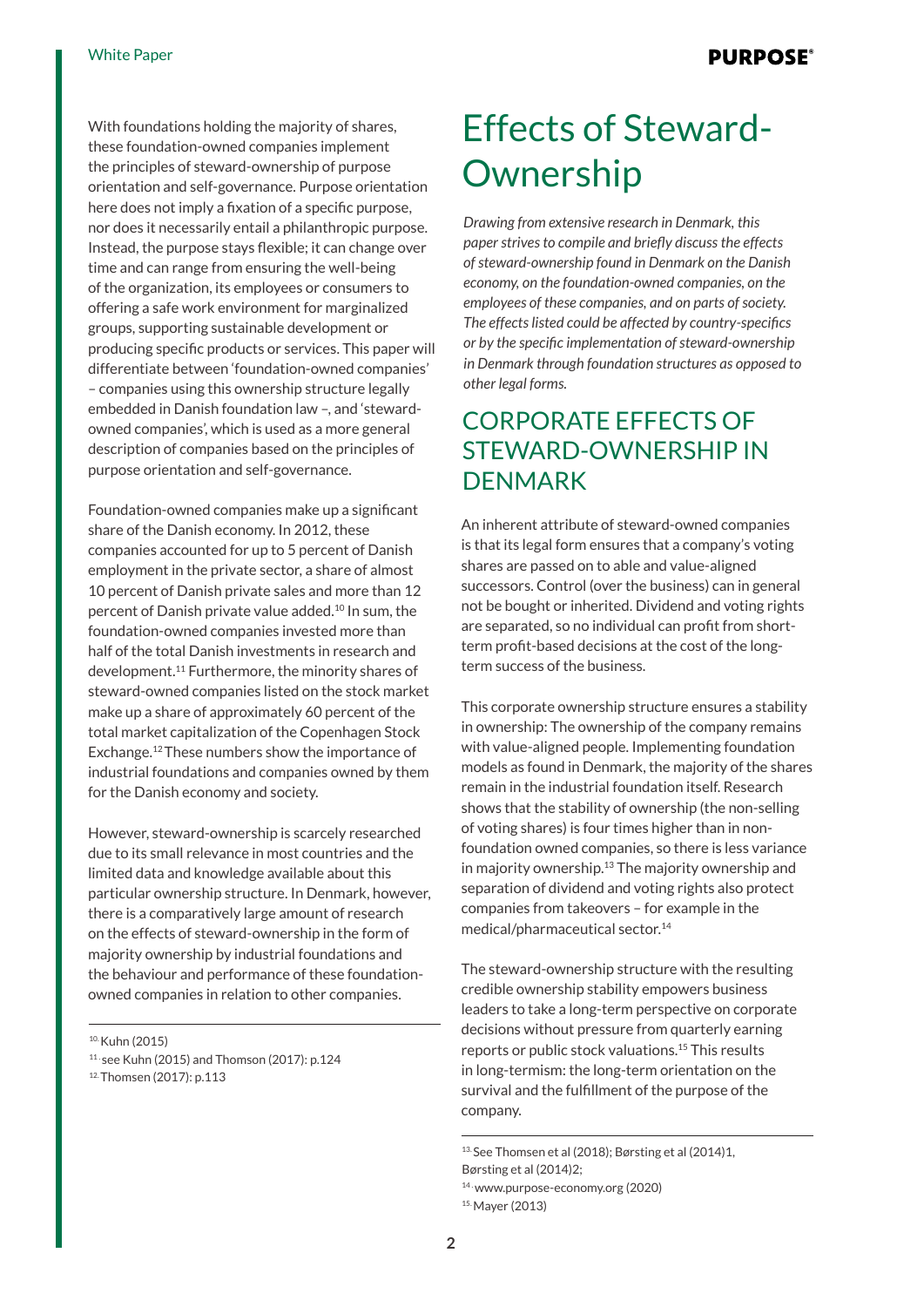With foundations holding the majority of shares, these foundation-owned companies implement the principles of steward-ownership of purpose orientation and self-governance. Purpose orientation here does not imply a fixation of a specific purpose, nor does it necessarily entail a philanthropic purpose. Instead, the purpose stays flexible; it can change over time and can range from ensuring the well-being of the organization, its employees or consumers to offering a safe work environment for marginalized groups, supporting sustainable development or producing specific products or services. This paper will differentiate between 'foundation-owned companies' – companies using this ownership structure legally embedded in Danish foundation law –, and 'steward-owned companies', which is used as a more general description of companies based on the principles of purpose orientation and self-governance.

Foundation-owned companies make up a significant share of the Danish economy. In 2012, these companies accounted for up to 5 percent of Danish employment in the private sector, a share of almost 10 percent of Danish private sales and more than 12 percent of Danish private value added.[10] In sum, the foundation-owned companies invested more than half of the total Danish investments in research and development.[11] Furthermore, the minority shares of steward-owned companies listed on the stock market make up a share of approximately 60 percent of the total market capitalization of the Copenhagen Stock Exchange.[12] These numbers show the importance of industrial foundations and companies owned by them for the Danish economy and society.

However, steward-ownership is scarcely researched due to its small relevance in most countries and the limited data and knowledge available about this particular ownership structure. In Denmark, however, there is a comparatively large amount of research on the effects of steward-ownership in the form of majority ownership by industrial foundations and the behaviour and performance of these foundation-owned companies in relation to other companies.

[10] Kuhn (2015)
[11] see Kuhn (2015) and Thomson (2017): p.124
[12] Thomsen (2017): p.113

# Effects of Steward-Ownership

*Drawing from extensive research in Denmark, this paper strives to compile and briefly discuss the effects of steward-ownership found in Denmark on the Danish economy, on the foundation-owned companies, on the employees of these companies, and on parts of society. The effects listed could be affected by country-specifics or by the specific implementation of steward-ownership in Denmark through foundation structures as opposed to other legal forms.*

## CORPORATE EFFECTS OF STEWARD-OWNERSHIP IN DENMARK

An inherent attribute of steward-owned companies is that its legal form ensures that a company's voting shares are passed on to able and value-aligned successors. Control (over the business) can in general not be bought or inherited. Dividend and voting rights are separated, so no individual can profit from short-term profit-based decisions at the cost of the long-term success of the business.

This corporate ownership structure ensures a stability in ownership: The ownership of the company remains with value-aligned people. Implementing foundation models as found in Denmark, the majority of the shares remain in the industrial foundation itself. Research shows that the stability of ownership (the non-selling of voting shares) is four times higher than in non-foundation owned companies, so there is less variance in majority ownership.[13] The majority ownership and separation of dividend and voting rights also protect companies from takeovers – for example in the medical/pharmaceutical sector.[14]

The steward-ownership structure with the resulting credible ownership stability empowers business leaders to take a long-term perspective on corporate decisions without pressure from quarterly earning reports or public stock valuations.[15] This results in long-termism: the long-term orientation on the survival and the fulfillment of the purpose of the company.

[13] See Thomsen et al (2018); Børsting et al (2014)1, Børsting et al (2014)2;
[14] www.purpose-economy.org (2020)
[15] Mayer (2013)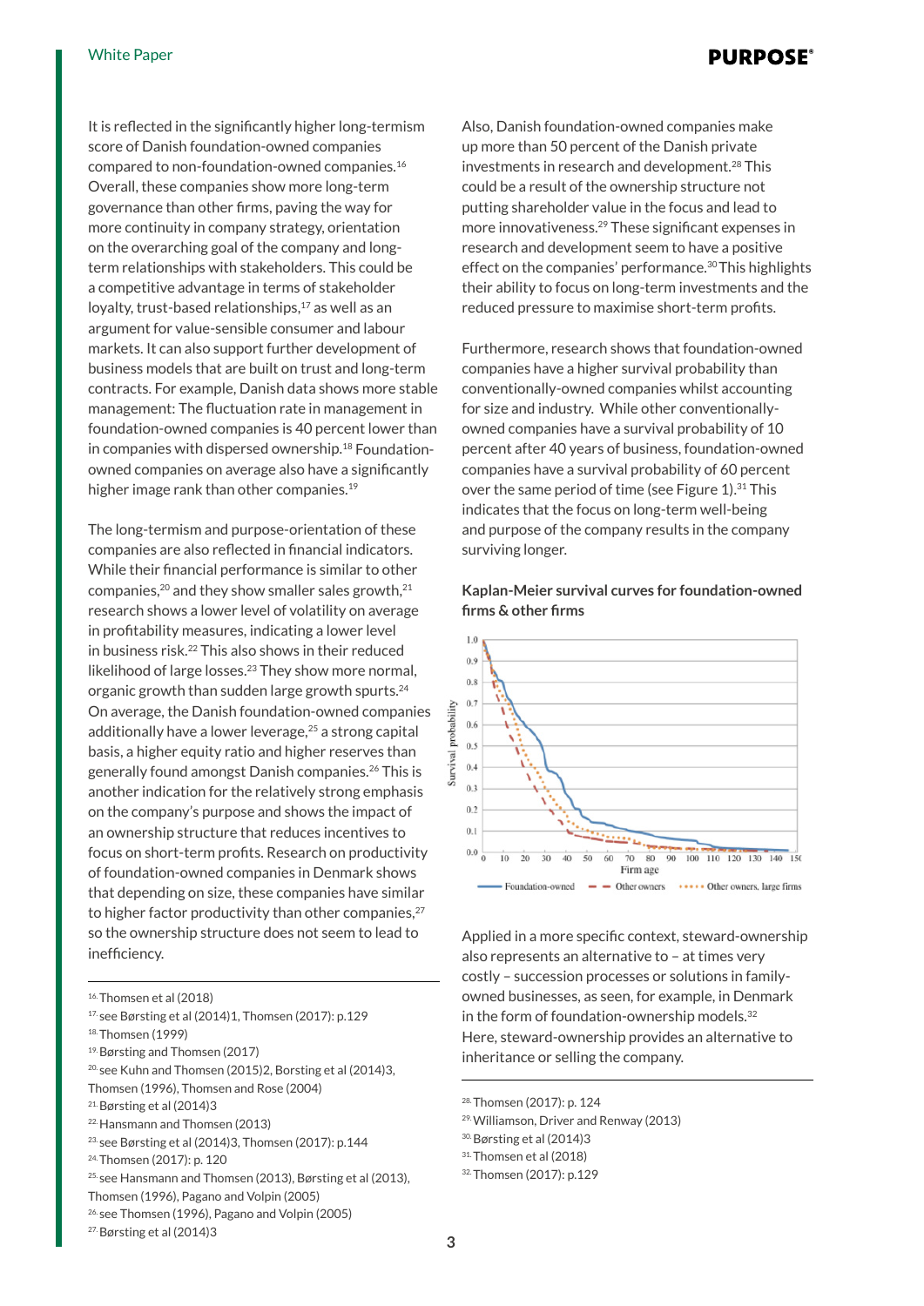It is reflected in the significantly higher long-termism score of Danish foundation-owned companies compared to non-foundation-owned companies.[16] Overall, these companies show more long-term governance than other firms, paving the way for more continuity in company strategy, orientation on the overarching goal of the company and long-term relationships with stakeholders. This could be a competitive advantage in terms of stakeholder loyalty, trust-based relationships,[17] as well as an argument for value-sensible consumer and labour markets. It can also support further development of business models that are built on trust and long-term contracts. For example, Danish data shows more stable management: The fluctuation rate in management in foundation-owned companies is 40 percent lower than in companies with dispersed ownership.[18] Foundation-owned companies on average also have a significantly higher image rank than other companies.[19]

The long-termism and purpose-orientation of these companies are also reflected in financial indicators. While their financial performance is similar to other companies,[20] and they show smaller sales growth,[21] research shows a lower level of volatility on average in profitability measures, indicating a lower level in business risk.[22] This also shows in their reduced likelihood of large losses.[23] They show more normal, organic growth than sudden large growth spurts.[24] On average, the Danish foundation-owned companies additionally have a lower leverage,[25] a strong capital basis, a higher equity ratio and higher reserves than generally found amongst Danish companies.[26] This is another indication for the relatively strong emphasis on the company's purpose and shows the impact of an ownership structure that reduces incentives to focus on short-term profits. Research on productivity of foundation-owned companies in Denmark shows that depending on size, these companies have similar to higher factor productivity than other companies,[27] so the ownership structure does not seem to lead to inefficiency.

Also, Danish foundation-owned companies make up more than 50 percent of the Danish private investments in research and development.[28] This could be a result of the ownership structure not putting shareholder value in the focus and lead to more innovativeness.[29] These significant expenses in research and development seem to have a positive effect on the companies' performance.[30] This highlights their ability to focus on long-term investments and the reduced pressure to maximise short-term profits.

Furthermore, research shows that foundation-owned companies have a higher survival probability than conventionally-owned companies whilst accounting for size and industry. While other conventionally-owned companies have a survival probability of 10 percent after 40 years of business, foundation-owned companies have a survival probability of 60 percent over the same period of time (see Figure 1).[31] This indicates that the focus on long-term well-being and purpose of the company results in the company surviving longer.

**Kaplan-Meier survival curves for foundation-owned firms & other firms**

Applied in a more specific context, steward-ownership also represents an alternative to – at times very costly – succession processes or solutions in family-owned businesses, as seen, for example, in Denmark in the form of foundation-ownership models.[32] Here, steward-ownership provides an alternative to inheritance or selling the company.

---

16. Thomsen et al (2018)
17. see Børsting et al (2014)1, Thomsen (2017): p.129
18. Thomsen (1999)
19. Børsting and Thomsen (2017)
20. see Kuhn and Thomsen (2015)2, Borsting et al (2014)3, Thomsen (1996), Thomsen and Rose (2004)
21. Børsting et al (2014)3
22. Hansmann and Thomsen (2013)
23. see Børsting et al (2014)3, Thomsen (2017): p.144
24. Thomsen (2017): p. 120
25. see Hansmann and Thomsen (2013), Børsting et al (2013), Thomsen (1996), Pagano and Volpin (2005)
26. see Thomsen (1996), Pagano and Volpin (2005)
27. Børsting et al (2014)3
28. Thomsen (2017): p. 124
29. Williamson, Driver and Renway (2013)
30. Børsting et al (2014)3
31. Thomsen et al (2018)
32. Thomsen (2017): p.129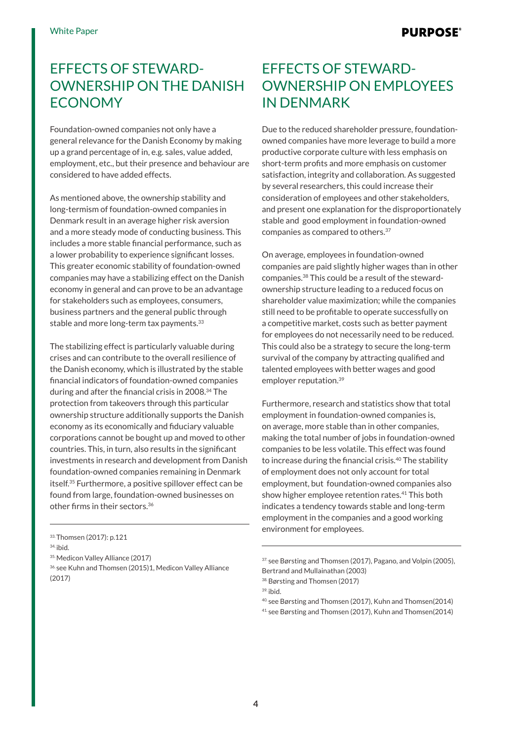## EFFECTS OF STEWARD-OWNERSHIP ON THE DANISH ECONOMY

Foundation-owned companies not only have a general relevance for the Danish Economy by making up a grand percentage of in, e.g. sales, value added, employment, etc., but their presence and behaviour are considered to have added effects.

As mentioned above, the ownership stability and long-termism of foundation-owned companies in Denmark result in an average higher risk aversion and a more steady mode of conducting business. This includes a more stable financial performance, such as a lower probability to experience significant losses. This greater economic stability of foundation-owned companies may have a stabilizing effect on the Danish economy in general and can prove to be an advantage for stakeholders such as employees, consumers, business partners and the general public through stable and more long-term tax payments.[33]

The stabilizing effect is particularly valuable during crises and can contribute to the overall resilience of the Danish economy, which is illustrated by the stable financial indicators of foundation-owned companies during and after the financial crisis in 2008.[34] The protection from takeovers through this particular ownership structure additionally supports the Danish economy as its economically and fiduciary valuable corporations cannot be bought up and moved to other countries. This, in turn, also results in the significant investments in research and development from Danish foundation-owned companies remaining in Denmark itself.[35] Furthermore, a positive spillover effect can be found from large, foundation-owned businesses on other firms in their sectors.[36]

[33] Thomsen (2017): p.121

[34] ibid.

[35] Medicon Valley Alliance (2017)

[36] see Kuhn and Thomsen (2015)1, Medicon Valley Alliance (2017)

## EFFECTS OF STEWARD-OWNERSHIP ON EMPLOYEES IN DENMARK

Due to the reduced shareholder pressure, foundation-owned companies have more leverage to build a more productive corporate culture with less emphasis on short-term profits and more emphasis on customer satisfaction, integrity and collaboration. As suggested by several researchers, this could increase their consideration of employees and other stakeholders, and present one explanation for the disproportionately stable and good employment in foundation-owned companies as compared to others.[37]

On average, employees in foundation-owned companies are paid slightly higher wages than in other companies.[38] This could be a result of the steward-ownership structure leading to a reduced focus on shareholder value maximization; while the companies still need to be profitable to operate successfully on a competitive market, costs such as better payment for employees do not necessarily need to be reduced. This could also be a strategy to secure the long-term survival of the company by attracting qualified and talented employees with better wages and good employer reputation.[39]

Furthermore, research and statistics show that total employment in foundation-owned companies is, on average, more stable than in other companies, making the total number of jobs in foundation-owned companies to be less volatile. This effect was found to increase during the financial crisis.[40] The stability of employment does not only account for total employment, but foundation-owned companies also show higher employee retention rates.[41] This both indicates a tendency towards stable and long-term employment in the companies and a good working environment for employees.

[37] see Børsting and Thomsen (2017), Pagano, and Volpin (2005), Bertrand and Mullainathan (2003)

[38] Børsting and Thomsen (2017)

[39] ibid.

[40] see Børsting and Thomsen (2017), Kuhn and Thomsen(2014)

[41] see Børsting and Thomsen (2017), Kuhn and Thomsen(2014)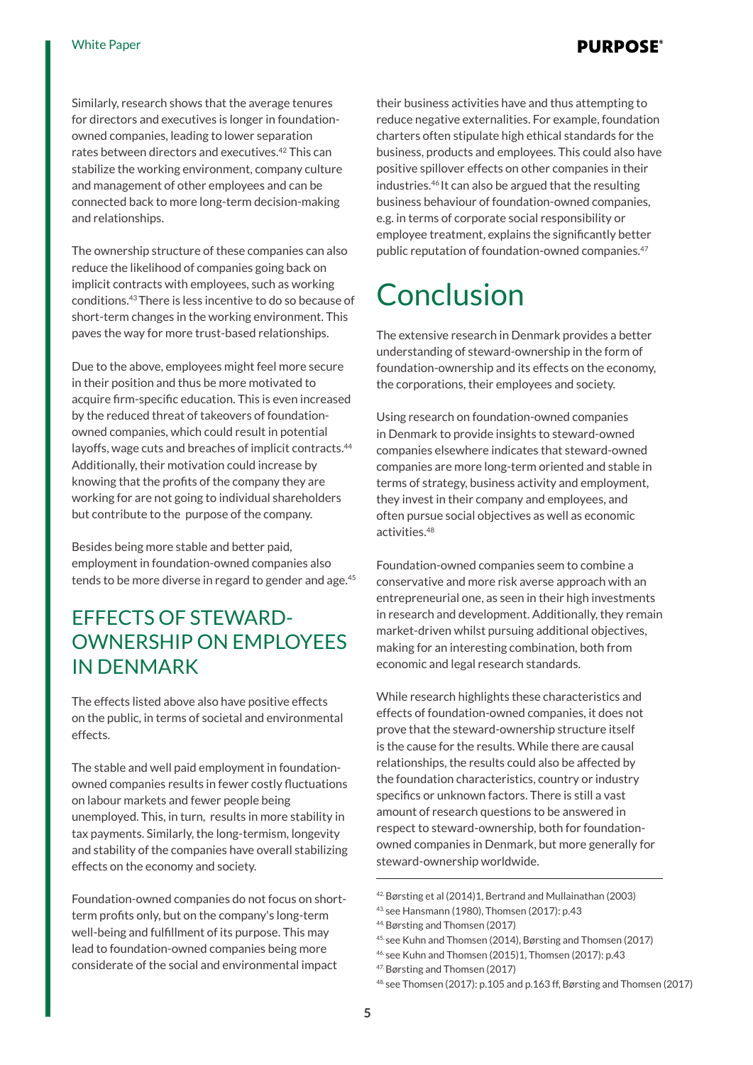Similarly, research shows that the average tenures for directors and executives is longer in foundation-owned companies, leading to lower separation rates between directors and executives.[42] This can stabilize the working environment, company culture and management of other employees and can be connected back to more long-term decision-making and relationships.

The ownership structure of these companies can also reduce the likelihood of companies going back on implicit contracts with employees, such as working conditions.[43] There is less incentive to do so because of short-term changes in the working environment. This paves the way for more trust-based relationships.

Due to the above, employees might feel more secure in their position and thus be more motivated to acquire firm-specific education. This is even increased by the reduced threat of takeovers of foundation-owned companies, which could result in potential layoffs, wage cuts and breaches of implicit contracts.[44] Additionally, their motivation could increase by knowing that the profits of the company they are working for are not going to individual shareholders but contribute to the purpose of the company.

Besides being more stable and better paid, employment in foundation-owned companies also tends to be more diverse in regard to gender and age.[45]

## EFFECTS OF STEWARD-OWNERSHIP ON EMPLOYEES IN DENMARK

The effects listed above also have positive effects on the public, in terms of societal and environmental effects.

The stable and well paid employment in foundation-owned companies results in fewer costly fluctuations on labour markets and fewer people being unemployed. This, in turn, results in more stability in tax payments. Similarly, the long-termism, longevity and stability of the companies have overall stabilizing effects on the economy and society.

Foundation-owned companies do not focus on short-term profits only, but on the company's long-term well-being and fulfillment of its purpose. This may lead to foundation-owned companies being more considerate of the social and environmental impact their business activities have and thus attempting to reduce negative externalities. For example, foundation charters often stipulate high ethical standards for the business, products and employees. This could also have positive spillover effects on other companies in their industries.[46] It can also be argued that the resulting business behaviour of foundation-owned companies, e.g. in terms of corporate social responsibility or employee treatment, explains the significantly better public reputation of foundation-owned companies.[47]

# Conclusion

The extensive research in Denmark provides a better understanding of steward-ownership in the form of foundation-ownership and its effects on the economy, the corporations, their employees and society.

Using research on foundation-owned companies in Denmark to provide insights to steward-owned companies elsewhere indicates that steward-owned companies are more long-term oriented and stable in terms of strategy, business activity and employment, they invest in their company and employees, and often pursue social objectives as well as economic activities.[48]

Foundation-owned companies seem to combine a conservative and more risk averse approach with an entrepreneurial one, as seen in their high investments in research and development. Additionally, they remain market-driven whilst pursuing additional objectives, making for an interesting combination, both from economic and legal research standards.

While research highlights these characteristics and effects of foundation-owned companies, it does not prove that the steward-ownership structure itself is the cause for the results. While there are causal relationships, the results could also be affected by the foundation characteristics, country or industry specifics or unknown factors. There is still a vast amount of research questions to be answered in respect to steward-ownership, both for foundation-owned companies in Denmark, but more generally for steward-ownership worldwide.

---

[42] Børsting et al (2014)1, Bertrand and Mullainathan (2003)
[43] see Hansmann (1980), Thomsen (2017): p.43
[44] Børsting and Thomsen (2017)
[45] see Kuhn and Thomsen (2014), Børsting and Thomsen (2017)
[46] see Kuhn and Thomsen (2015)1, Thomsen (2017): p.43
[47] Børsting and Thomsen (2017)
[48] see Thomsen (2017): p.105 and p.163 ff, Børsting and Thomsen (2017)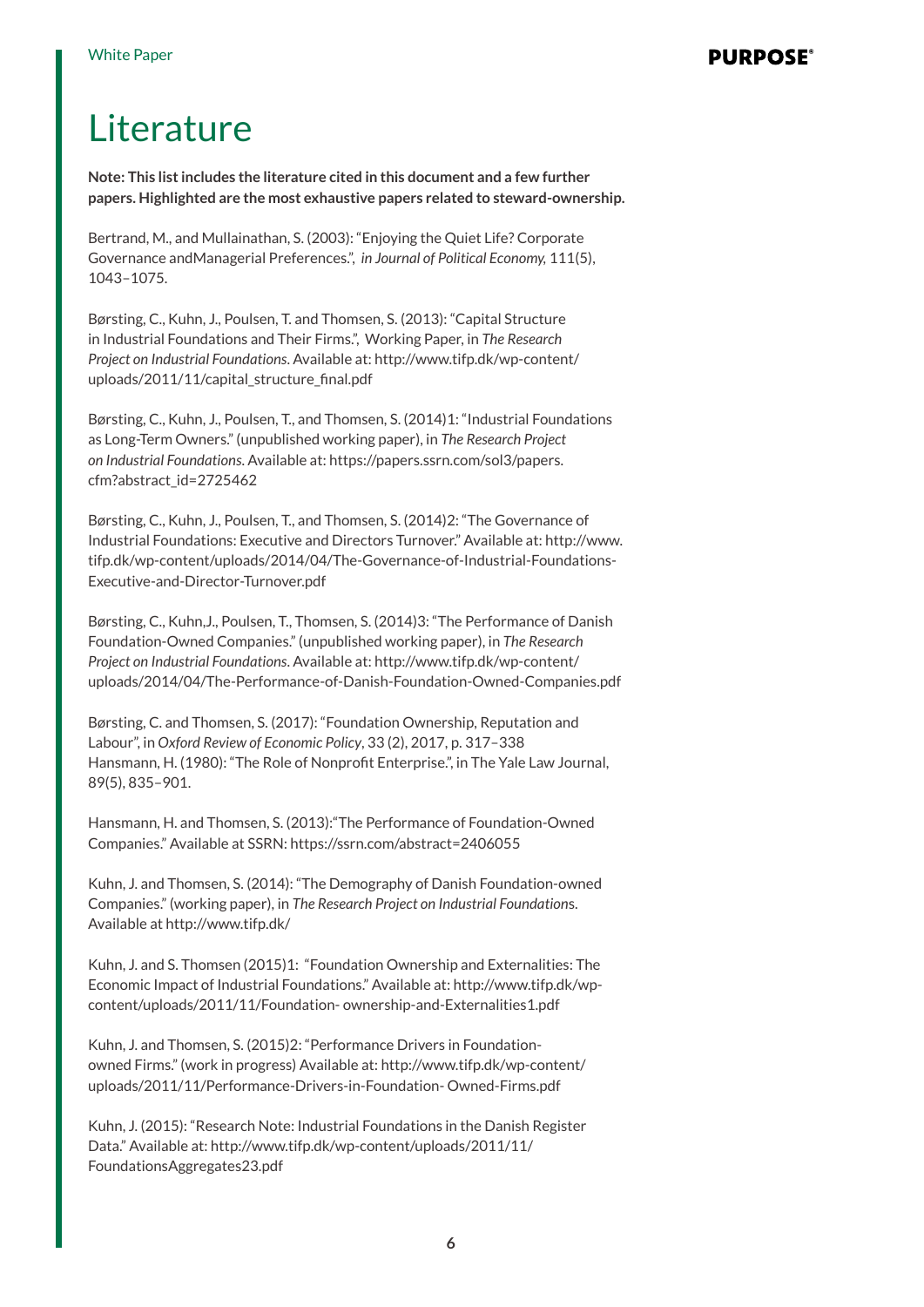// Literature

**Note: This list includes the literature cited in this document and a few further papers. Highlighted are the most exhaustive papers related to steward-ownership.**

Bertrand, M., and Mullainathan, S. (2003): "Enjoying the Quiet Life? Corporate Governance andManagerial Preferences.", *in Journal of Political Economy,* 111(5), 1043–1075.

Børsting, C., Kuhn, J., Poulsen, T. and Thomsen, S. (2013): "Capital Structure in Industrial Foundations and Their Firms.", Working Paper, in *The Research Project on Industrial Foundations*. Available at: http://www.tifp.dk/wp-content/uploads/2011/11/capital_structure_final.pdf

Børsting, C., Kuhn, J., Poulsen, T., and Thomsen, S. (2014)1: "Industrial Foundations as Long-Term Owners." (unpublished working paper), in *The Research Project on Industrial Foundations.* Available at: https://papers.ssrn.com/sol3/papers.cfm?abstract_id=2725462

Børsting, C., Kuhn, J., Poulsen, T., and Thomsen, S. (2014)2: "The Governance of Industrial Foundations: Executive and Directors Turnover." Available at: http://www.tifp.dk/wp-content/uploads/2014/04/The-Governance-of-Industrial-Foundations-Executive-and-Director-Turnover.pdf

Børsting, C., Kuhn,J., Poulsen, T., Thomsen, S. (2014)3: "The Performance of Danish Foundation-Owned Companies." (unpublished working paper), in *The Research Project on Industrial Foundations*. Available at: http://www.tifp.dk/wp-content/uploads/2014/04/The-Performance-of-Danish-Foundation-Owned-Companies.pdf

Børsting, C. and Thomsen, S. (2017): "Foundation Ownership, Reputation and Labour", in *Oxford Review of Economic Policy*, 33 (2), 2017, p. 317–338

Hansmann, H. (1980): "The Role of Nonprofit Enterprise.", in The Yale Law Journal, 89(5), 835–901.

Hansmann, H. and Thomsen, S. (2013):"The Performance of Foundation-Owned Companies." Available at SSRN: https://ssrn.com/abstract=2406055

Kuhn, J. and Thomsen, S. (2014): "The Demography of Danish Foundation-owned Companies." (working paper), in *The Research Project on Industrial Foundation*s. Available at http://www.tifp.dk/

Kuhn, J. and S. Thomsen (2015)1: "Foundation Ownership and Externalities: The Economic Impact of Industrial Foundations." Available at: http://www.tifp.dk/wp-content/uploads/2011/11/Foundation- ownership-and-Externalities1.pdf

Kuhn, J. and Thomsen, S. (2015)2: "Performance Drivers in Foundation-owned Firms." (work in progress) Available at: http://www.tifp.dk/wp-content/uploads/2011/11/Performance-Drivers-in-Foundation- Owned-Firms.pdf

Kuhn, J. (2015): "Research Note: Industrial Foundations in the Danish Register Data." Available at: http://www.tifp.dk/wp-content/uploads/2011/11/FoundationsAggregates23.pdf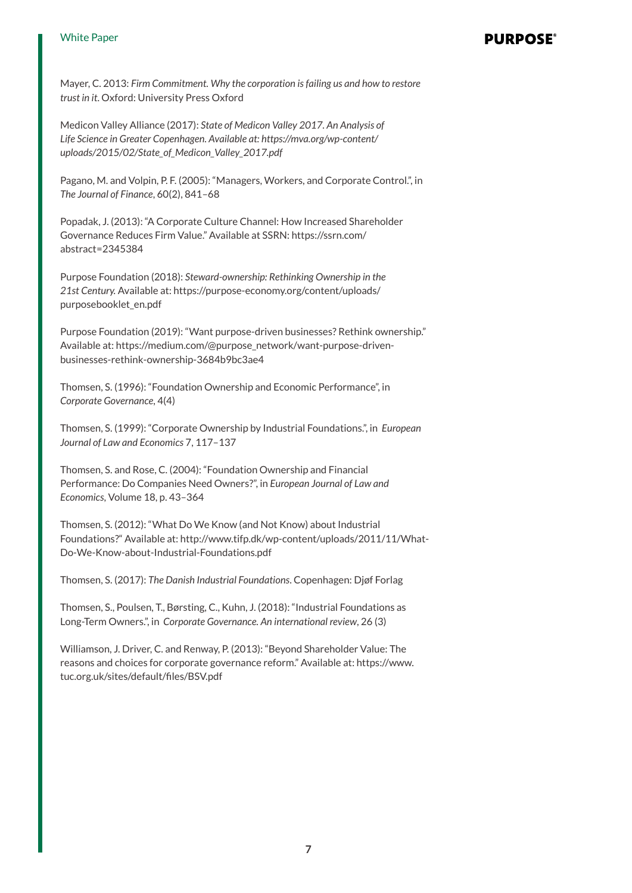Mayer, C. 2013: *Firm Commitment. Why the corporation is failing us and how to restore trust in it.* Oxford: University Press Oxford

Medicon Valley Alliance (2017): *State of Medicon Valley 2017. An Analysis of Life Science in Greater Copenhagen. Available at: https://mva.org/wp-content/uploads/2015/02/State_of_Medicon_Valley_2017.pdf*

Pagano, M. and Volpin, P. F. (2005): "Managers, Workers, and Corporate Control.", in *The Journal of Finance*, 60(2), 841–68

Popadak, J. (2013): "A Corporate Culture Channel: How Increased Shareholder Governance Reduces Firm Value." Available at SSRN: https://ssrn.com/abstract=2345384

Purpose Foundation (2018): *Steward-ownership: Rethinking Ownership in the 21st Century.* Available at: https://purpose-economy.org/content/uploads/purposebooklet_en.pdf

Purpose Foundation (2019): "Want purpose-driven businesses? Rethink ownership." Available at: https://medium.com/@purpose_network/want-purpose-driven-businesses-rethink-ownership-3684b9bc3ae4

Thomsen, S. (1996): "Foundation Ownership and Economic Performance", in *Corporate Governance*, 4(4)

Thomsen, S. (1999): "Corporate Ownership by Industrial Foundations.", in *European Journal of Law and Economics* 7, 117–137

Thomsen, S. and Rose, C. (2004): "Foundation Ownership and Financial Performance: Do Companies Need Owners?", in *European Journal of Law and Economics*, Volume 18, p. 43–364

Thomsen, S. (2012): "What Do We Know (and Not Know) about Industrial Foundations?" Available at: http://www.tifp.dk/wp-content/uploads/2011/11/What-Do-We-Know-about-Industrial-Foundations.pdf

Thomsen, S. (2017): *The Danish Industrial Foundations*. Copenhagen: Djøf Forlag

Thomsen, S., Poulsen, T., Børsting, C., Kuhn, J. (2018): "Industrial Foundations as Long-Term Owners.", in *Corporate Governance. An international review*, 26 (3)

Williamson, J. Driver, C. and Renway, P. (2013): "Beyond Shareholder Value: The reasons and choices for corporate governance reform." Available at: https://www.tuc.org.uk/sites/default/files/BSV.pdf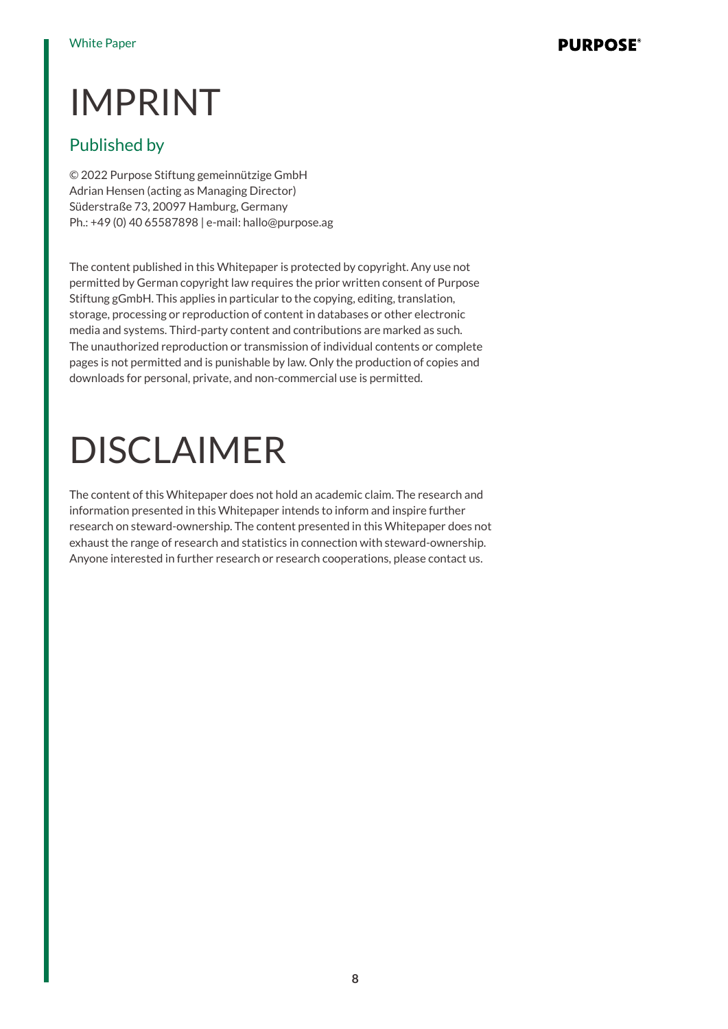# IMPRINT

## Published by

© 2022 Purpose Stiftung gemeinnützige GmbH
Adrian Hensen (acting as Managing Director)
Süderstraße 73, 20097 Hamburg, Germany
Ph.: +49 (0) 40 65587898 | e-mail: hallo@purpose.ag

The content published in this Whitepaper is protected by copyright. Any use not permitted by German copyright law requires the prior written consent of Purpose Stiftung gGmbH. This applies in particular to the copying, editing, translation, storage, processing or reproduction of content in databases or other electronic media and systems. Third-party content and contributions are marked as such. The unauthorized reproduction or transmission of individual contents or complete pages is not permitted and is punishable by law. Only the production of copies and downloads for personal, private, and non-commercial use is permitted.

# DISCLAIMER

The content of this Whitepaper does not hold an academic claim. The research and information presented in this Whitepaper intends to inform and inspire further research on steward-ownership. The content presented in this Whitepaper does not exhaust the range of research and statistics in connection with steward-ownership. Anyone interested in further research or research cooperations, please contact us.